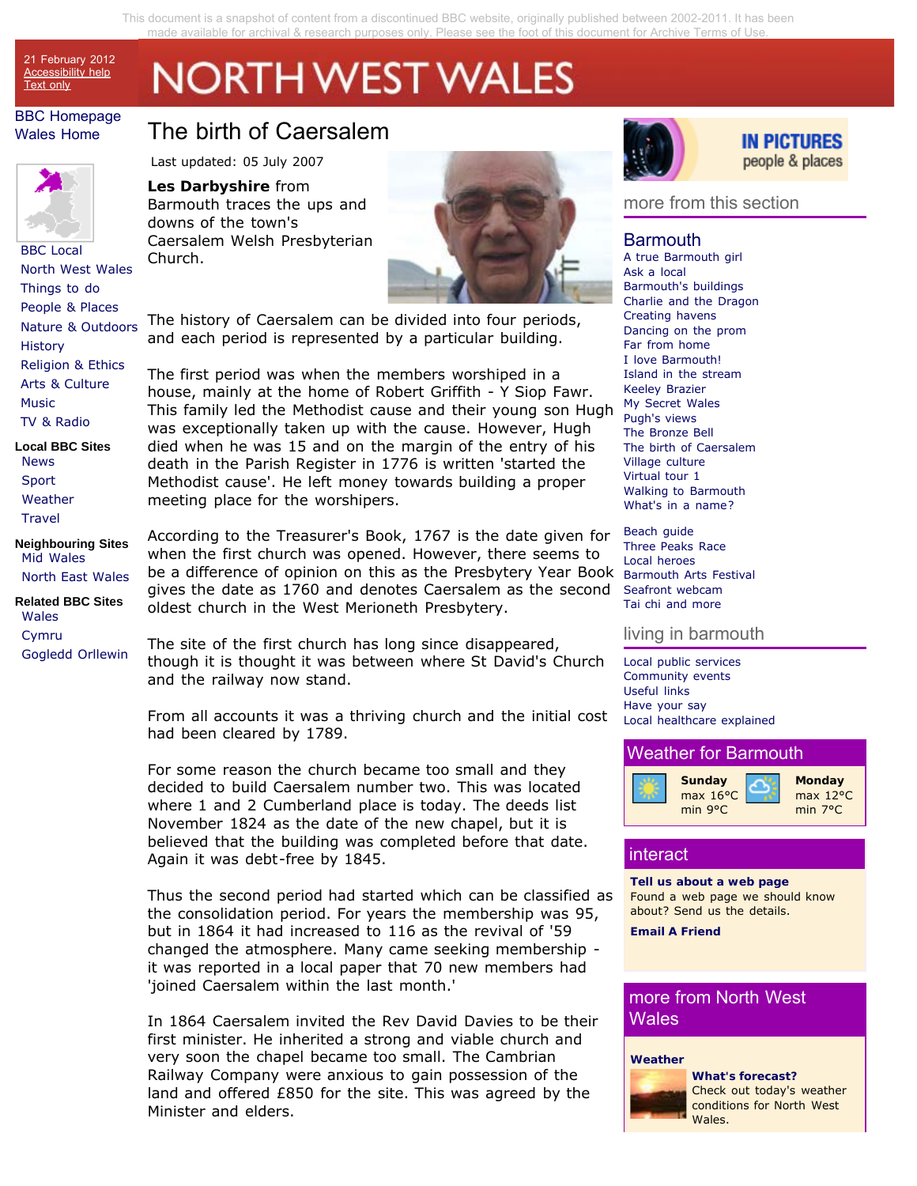This document is a snapshot of content from a discontinued BBC website, originally published between 2002-2011. It has been made available for archival & research purposes only. Please see the foot of this document for Archive Terms of Use.

21 February 2012
Accessibility help
Text only

# NORTH WEST WALES

BBC Homepage
Wales Home

BBC Local
North West Wales
Things to do
People & Places
Nature & Outdoors
History
Religion & Ethics
Arts & Culture
Music
TV & Radio

**Local BBC Sites**
News
Sport
Weather
Travel

**Neighbouring Sites**
Mid Wales
North East Wales

**Related BBC Sites**
Wales
Cymru
Gogledd Orllewin

# The birth of Caersalem

Last updated: 05 July 2007

**Les Darbyshire** from Barmouth traces the ups and downs of the town's Caersalem Welsh Presbyterian Church.

The history of Caersalem can be divided into four periods, and each period is represented by a particular building.

The first period was when the members worshiped in a house, mainly at the home of Robert Griffith - Y Siop Fawr. This family led the Methodist cause and their young son Hugh was exceptionally taken up with the cause. However, Hugh died when he was 15 and on the margin of the entry of his death in the Parish Register in 1776 is written 'started the Methodist cause'. He left money towards building a proper meeting place for the worshipers.

According to the Treasurer's Book, 1767 is the date given for when the first church was opened. However, there seems to be a difference of opinion on this as the Presbytery Year Book gives the date as 1760 and denotes Caersalem as the second oldest church in the West Merioneth Presbytery.

The site of the first church has long since disappeared, though it is thought it was between where St David's Church and the railway now stand.

From all accounts it was a thriving church and the initial cost had been cleared by 1789.

For some reason the church became too small and they decided to build Caersalem number two. This was located where 1 and 2 Cumberland place is today. The deeds list November 1824 as the date of the new chapel, but it is believed that the building was completed before that date. Again it was debt-free by 1845.

Thus the second period had started which can be classified as the consolidation period. For years the membership was 95, but in 1864 it had increased to 116 as the revival of '59 changed the atmosphere. Many came seeking membership - it was reported in a local paper that 70 new members had 'joined Caersalem within the last month.'

In 1864 Caersalem invited the Rev David Davies to be their first minister. He inherited a strong and viable church and very soon the chapel became too small. The Cambrian Railway Company were anxious to gain possession of the land and offered £850 for the site. This was agreed by the Minister and elders.

IN PICTURES
people & places

## more from this section

### Barmouth

A true Barmouth girl
Ask a local
Barmouth's buildings
Charlie and the Dragon
Creating havens
Dancing on the prom
Far from home
I love Barmouth!
Island in the stream
Keeley Brazier
My Secret Wales
Pugh's views
The Bronze Bell
The birth of Caersalem
Village culture
Virtual tour 1
Walking to Barmouth
What's in a name?

Beach guide
Three Peaks Race
Local heroes
Barmouth Arts Festival
Seafront webcam
Tai chi and more

## living in barmouth

Local public services
Community events
Useful links
Have your say
Local healthcare explained

## Weather for Barmouth

**Sunday** max 16°C min 9°C
**Monday** max 12°C min 7°C

## interact

**Tell us about a web page**
Found a web page we should know about? Send us the details.

**Email A Friend**

## more from North West Wales

**Weather**
**What's forecast?**
Check out today's weather conditions for North West Wales.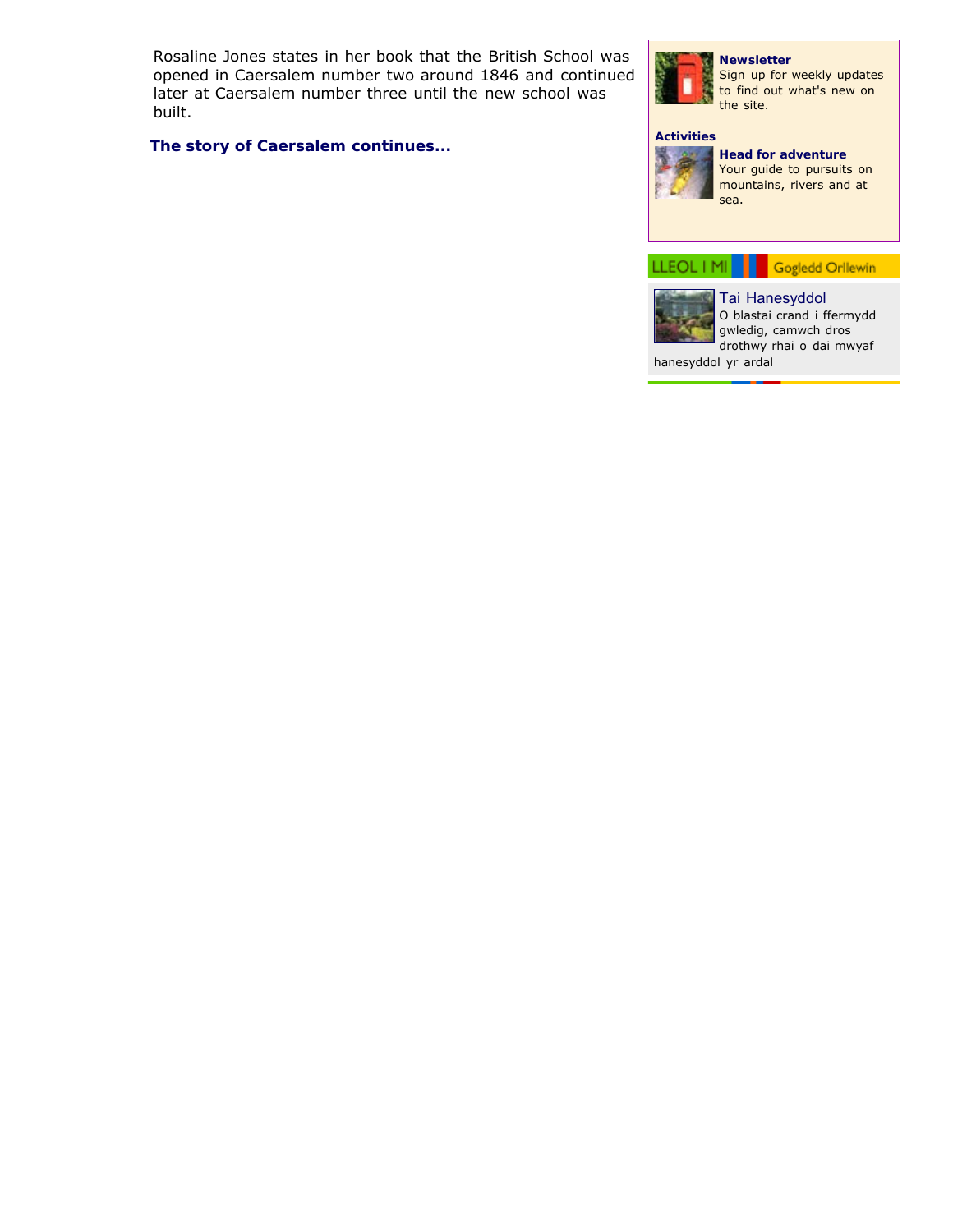Rosaline Jones states in her book that the British School was opened in Caersalem number two around 1846 and continued later at Caersalem number three until the new school was built.

**The story of Caersalem continues...**

**Newsletter**
Sign up for weekly updates to find out what's new on the site.

**Activities**

**Head for adventure**
Your guide to pursuits on mountains, rivers and at sea.

LLEOL I MI Gogledd Orllewin

Tai Hanesyddol
O blastai crand i ffermydd gwledig, camwch dros drothwy rhai o dai mwyaf hanesyddol yr ardal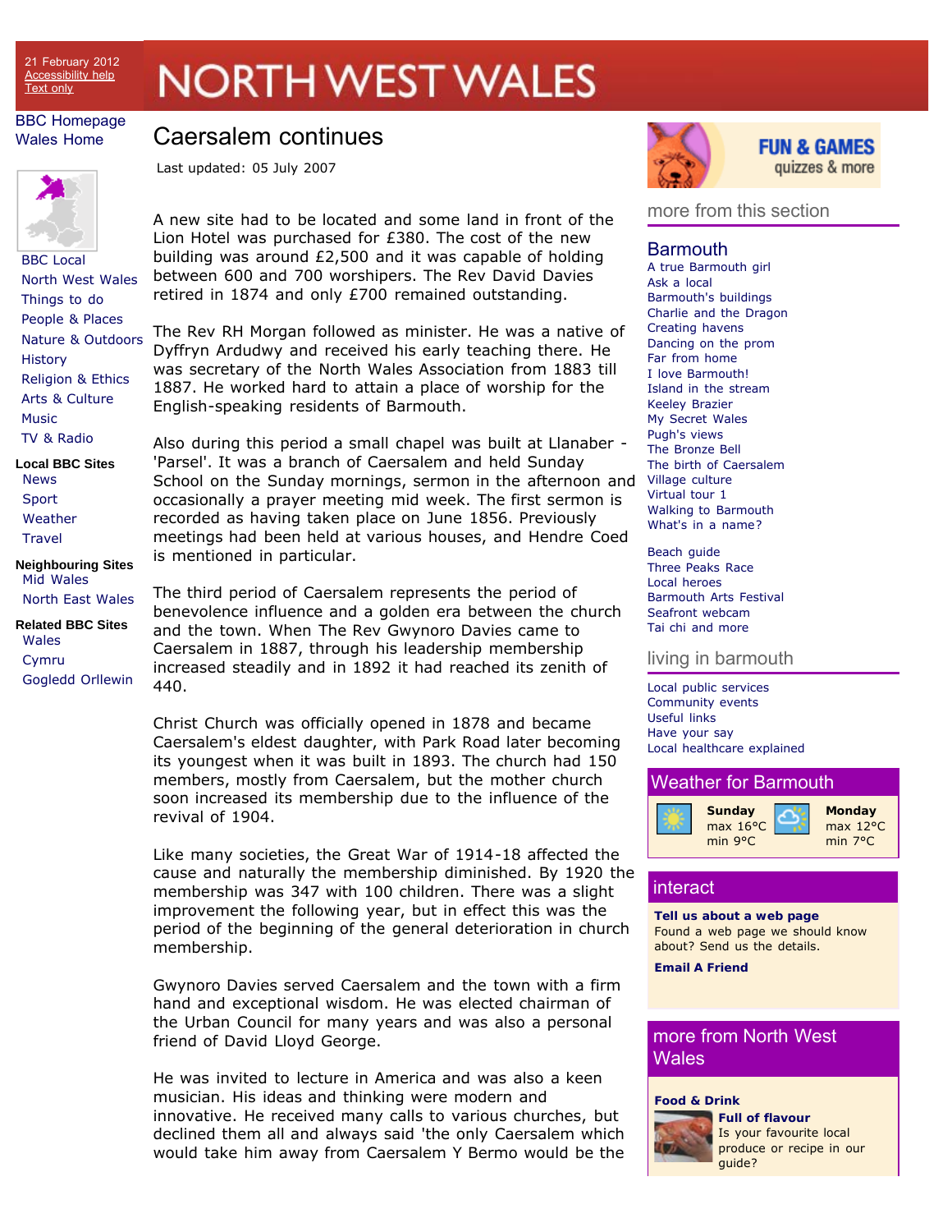# Caersalem continues

Last updated: 05 July 2007

A new site had to be located and some land in front of the Lion Hotel was purchased for £380. The cost of the new building was around £2,500 and it was capable of holding between 600 and 700 worshipers. The Rev David Davies retired in 1874 and only £700 remained outstanding.

The Rev RH Morgan followed as minister. He was a native of Dyffryn Ardudwy and received his early teaching there. He was secretary of the North Wales Association from 1883 till 1887. He worked hard to attain a place of worship for the English-speaking residents of Barmouth.

Also during this period a small chapel was built at Llanaber - 'Parsel'. It was a branch of Caersalem and held Sunday School on the Sunday mornings, sermon in the afternoon and occasionally a prayer meeting mid week. The first sermon is recorded as having taken place on June 1856. Previously meetings had been held at various houses, and Hendre Coed is mentioned in particular.

The third period of Caersalem represents the period of benevolence influence and a golden era between the church and the town. When The Rev Gwynoro Davies came to Caersalem in 1887, through his leadership membership increased steadily and in 1892 it had reached its zenith of 440.

Christ Church was officially opened in 1878 and became Caersalem's eldest daughter, with Park Road later becoming its youngest when it was built in 1893. The church had 150 members, mostly from Caersalem, but the mother church soon increased its membership due to the influence of the revival of 1904.

Like many societies, the Great War of 1914-18 affected the cause and naturally the membership diminished. By 1920 the membership was 347 with 100 children. There was a slight improvement the following year, but in effect this was the period of the beginning of the general deterioration in church membership.

Gwynoro Davies served Caersalem and the town with a firm hand and exceptional wisdom. He was elected chairman of the Urban Council for many years and was also a personal friend of David Lloyd George.

He was invited to lecture in America and was also a keen musician. His ideas and thinking were modern and innovative. He received many calls to various churches, but declined them all and always said 'the only Caersalem which would take him away from Caersalem Y Bermo would be the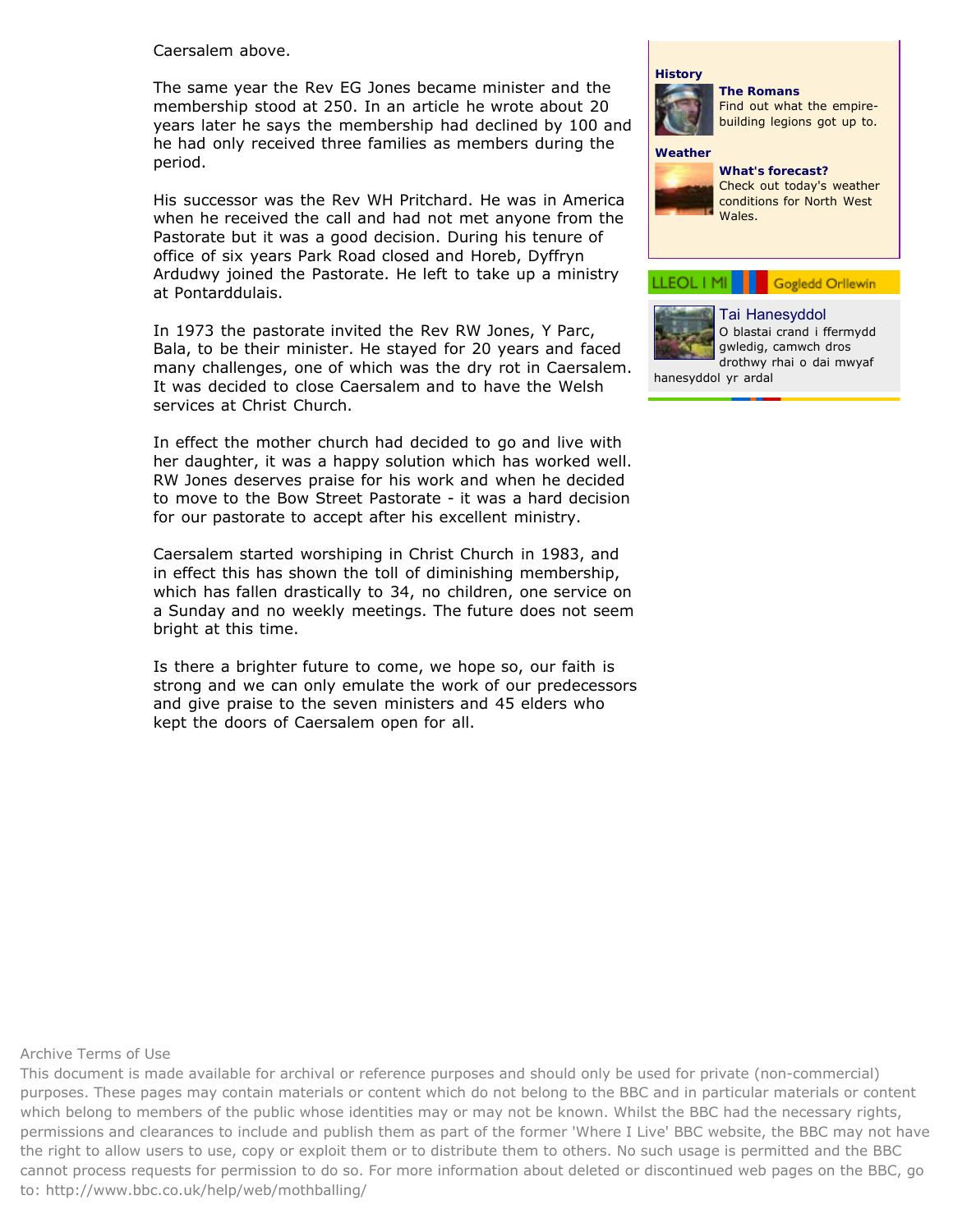Caersalem above.

The same year the Rev EG Jones became minister and the membership stood at 250. In an article he wrote about 20 years later he says the membership had declined by 100 and he had only received three families as members during the period.

His successor was the Rev WH Pritchard. He was in America when he received the call and had not met anyone from the Pastorate but it was a good decision. During his tenure of office of six years Park Road closed and Horeb, Dyffryn Ardudwy joined the Pastorate. He left to take up a ministry at Pontarddulais.

In 1973 the pastorate invited the Rev RW Jones, Y Parc, Bala, to be their minister. He stayed for 20 years and faced many challenges, one of which was the dry rot in Caersalem. It was decided to close Caersalem and to have the Welsh services at Christ Church.

In effect the mother church had decided to go and live with her daughter, it was a happy solution which has worked well. RW Jones deserves praise for his work and when he decided to move to the Bow Street Pastorate - it was a hard decision for our pastorate to accept after his excellent ministry.

Caersalem started worshiping in Christ Church in 1983, and in effect this has shown the toll of diminishing membership, which has fallen drastically to 34, no children, one service on a Sunday and no weekly meetings. The future does not seem bright at this time.

Is there a brighter future to come, we hope so, our faith is strong and we can only emulate the work of our predecessors and give praise to the seven ministers and 45 elders who kept the doors of Caersalem open for all.

**History**

**The Romans**
Find out what the empire-building legions got up to.

**Weather**

**What's forecast?**
Check out today's weather conditions for North West Wales.

LLEOL I MI Gogledd Orllewin

Tai Hanesyddol
O blastai crand i ffermydd gwledig, camwch dros drothwy rhai o dai mwyaf hanesyddol yr ardal

Archive Terms of Use
This document is made available for archival or reference purposes and should only be used for private (non-commercial) purposes. These pages may contain materials or content which do not belong to the BBC and in particular materials or content which belong to members of the public whose identities may or may not be known. Whilst the BBC had the necessary rights, permissions and clearances to include and publish them as part of the former 'Where I Live' BBC website, the BBC may not have the right to allow users to use, copy or exploit them or to distribute them to others. No such usage is permitted and the BBC cannot process requests for permission to do so. For more information about deleted or discontinued web pages on the BBC, go to: http://www.bbc.co.uk/help/web/mothballing/